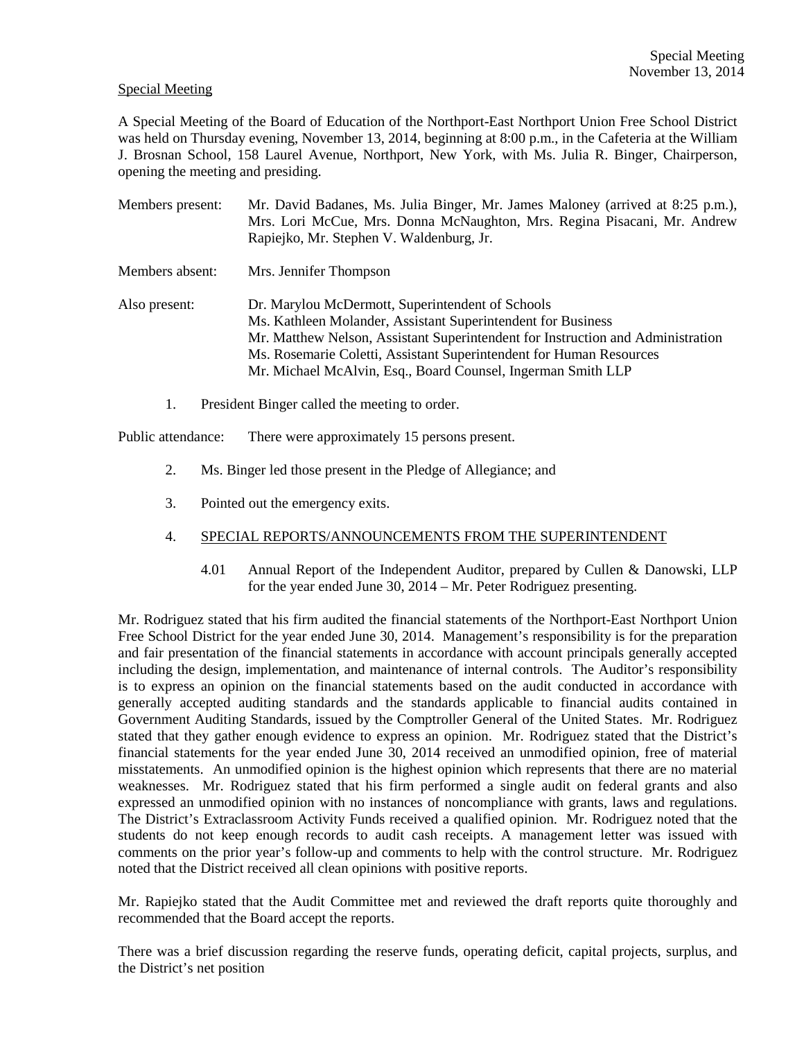Special Meeting

A Special Meeting of the Board of Education of the Northport-East Northport Union Free School District was held on Thursday evening, November 13, 2014, beginning at 8:00 p.m., in the Cafeteria at the William J. Brosnan School, 158 Laurel Avenue, Northport, New York, with Ms. Julia R. Binger, Chairperson, opening the meeting and presiding.

Members present: Mr. David Badanes, Ms. Julia Binger, Mr. James Maloney (arrived at 8:25 p.m.), Mrs. Lori McCue, Mrs. Donna McNaughton, Mrs. Regina Pisacani, Mr. Andrew Rapiejko, Mr. Stephen V. Waldenburg, Jr.

Members absent: Mrs. Jennifer Thompson

Also present: Dr. Marylou McDermott, Superintendent of Schools
Ms. Kathleen Molander, Assistant Superintendent for Business
Mr. Matthew Nelson, Assistant Superintendent for Instruction and Administration
Ms. Rosemarie Coletti, Assistant Superintendent for Human Resources
Mr. Michael McAlvin, Esq., Board Counsel, Ingerman Smith LLP

1. President Binger called the meeting to order.

Public attendance: There were approximately 15 persons present.

2. Ms. Binger led those present in the Pledge of Allegiance; and

3. Pointed out the emergency exits.

4. SPECIAL REPORTS/ANNOUNCEMENTS FROM THE SUPERINTENDENT

   4.01 Annual Report of the Independent Auditor, prepared by Cullen & Danowski, LLP for the year ended June 30, 2014 – Mr. Peter Rodriguez presenting.

Mr. Rodriguez stated that his firm audited the financial statements of the Northport-East Northport Union Free School District for the year ended June 30, 2014. Management's responsibility is for the preparation and fair presentation of the financial statements in accordance with account principals generally accepted including the design, implementation, and maintenance of internal controls. The Auditor's responsibility is to express an opinion on the financial statements based on the audit conducted in accordance with generally accepted auditing standards and the standards applicable to financial audits contained in Government Auditing Standards, issued by the Comptroller General of the United States. Mr. Rodriguez stated that they gather enough evidence to express an opinion. Mr. Rodriguez stated that the District's financial statements for the year ended June 30, 2014 received an unmodified opinion, free of material misstatements. An unmodified opinion is the highest opinion which represents that there are no material weaknesses. Mr. Rodriguez stated that his firm performed a single audit on federal grants and also expressed an unmodified opinion with no instances of noncompliance with grants, laws and regulations. The District's Extraclassroom Activity Funds received a qualified opinion. Mr. Rodriguez noted that the students do not keep enough records to audit cash receipts. A management letter was issued with comments on the prior year's follow-up and comments to help with the control structure. Mr. Rodriguez noted that the District received all clean opinions with positive reports.

Mr. Rapiejko stated that the Audit Committee met and reviewed the draft reports quite thoroughly and recommended that the Board accept the reports.

There was a brief discussion regarding the reserve funds, operating deficit, capital projects, surplus, and the District's net position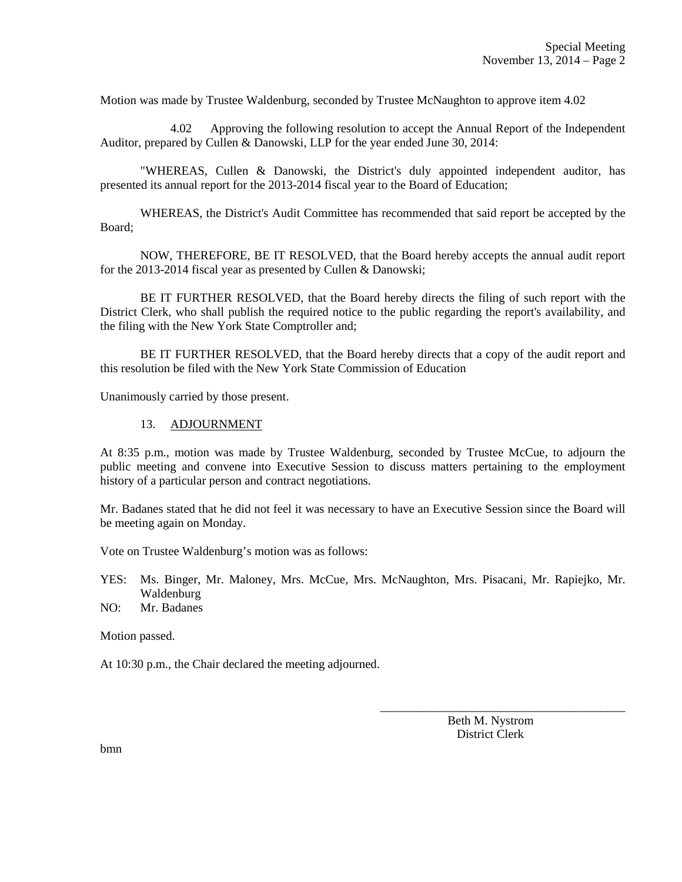Motion was made by Trustee Waldenburg, seconded by Trustee McNaughton to approve item 4.02

4.02 Approving the following resolution to accept the Annual Report of the Independent Auditor, prepared by Cullen & Danowski, LLP for the year ended June 30, 2014:

"WHEREAS, Cullen & Danowski, the District's duly appointed independent auditor, has presented its annual report for the 2013-2014 fiscal year to the Board of Education;

WHEREAS, the District's Audit Committee has recommended that said report be accepted by the Board;

NOW, THEREFORE, BE IT RESOLVED, that the Board hereby accepts the annual audit report for the 2013-2014 fiscal year as presented by Cullen & Danowski;

BE IT FURTHER RESOLVED, that the Board hereby directs the filing of such report with the District Clerk, who shall publish the required notice to the public regarding the report's availability, and the filing with the New York State Comptroller and;

BE IT FURTHER RESOLVED, that the Board hereby directs that a copy of the audit report and this resolution be filed with the New York State Commission of Education

Unanimously carried by those present.

13. ADJOURNMENT

At 8:35 p.m., motion was made by Trustee Waldenburg, seconded by Trustee McCue, to adjourn the public meeting and convene into Executive Session to discuss matters pertaining to the employment history of a particular person and contract negotiations.

Mr. Badanes stated that he did not feel it was necessary to have an Executive Session since the Board will be meeting again on Monday.

Vote on Trustee Waldenburg's motion was as follows:

YES: Ms. Binger, Mr. Maloney, Mrs. McCue, Mrs. McNaughton, Mrs. Pisacani, Mr. Rapiejko, Mr. Waldenburg
NO: Mr. Badanes

Motion passed.

At 10:30 p.m., the Chair declared the meeting adjourned.

\_\_\_\_\_\_\_\_\_\_\_\_\_\_\_\_\_\_\_\_\_\_\_\_\_\_\_\_\_\_\_\_\_\_\_\_\_\_\_\_

Beth M. Nystrom
District Clerk

bmn